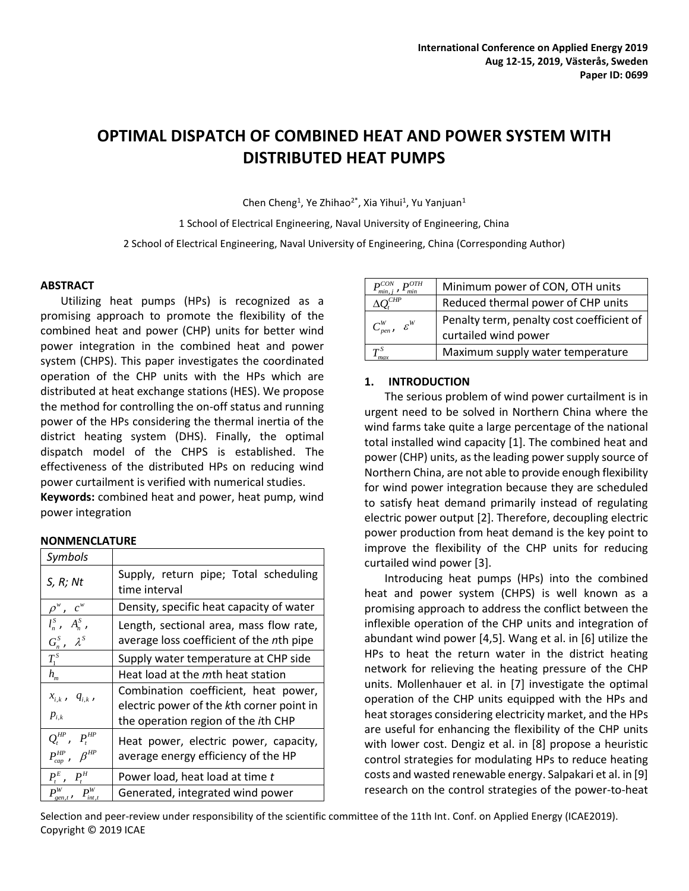# OPTIMAL DISPATCH OF COMBINED HEAT AND POWER SYSTEM WITH DISTRIBUTED HEAT PUMPS

Chen Cheng[1], Ye Zhihao[2*], Xia Yihui[1], Yu Yanjuan[1]

1 School of Electrical Engineering, Naval University of Engineering, China

2 School of Electrical Engineering, Naval University of Engineering, China (Corresponding Author)

## ABSTRACT

Utilizing heat pumps (HPs) is recognized as a promising approach to promote the flexibility of the combined heat and power (CHP) units for better wind power integration in the combined heat and power system (CHPS). This paper investigates the coordinated operation of the CHP units with the HPs which are distributed at heat exchange stations (HES). We propose the method for controlling the on-off status and running power of the HPs considering the thermal inertia of the district heating system (DHS). Finally, the optimal dispatch model of the CHPS is established. The effectiveness of the distributed HPs on reducing wind power curtailment is verified with numerical studies.

**Keywords:** combined heat and power, heat pump, wind power integration

## NONMENCLATURE

| *Symbols* | |
|---|---|
| *S, R; Nt* | Supply, return pipe; Total scheduling time interval |
| $\rho^w$, $c^w$ | Density, specific heat capacity of water |
| $l_n^S$, $A_n^S$, $G_n^S$, $\lambda^S$ | Length, sectional area, mass flow rate, average loss coefficient of the *n*th pipe |
| $T_1^S$ | Supply water temperature at CHP side |
| $h_m$ | Heat load at the *m*th heat station |
| $x_{i,k}$, $q_{i,k}$, $p_{i,k}$ | Combination coefficient, heat power, electric power of the *k*th corner point in the operation region of the *i*th CHP |
| $Q_t^{HP}$, $P_t^{HP}$, $P_{cap}^{HP}$, $\beta^{HP}$ | Heat power, electric power, capacity, average energy efficiency of the HP |
| $P_t^E$, $P_t^H$ | Power load, heat load at time *t* |
| $P_{gen,t}^W$, $P_{int,t}^W$ | Generated, integrated wind power |
| $P_{min,j}^{CON}$, $P_{min}^{OTH}$ | Minimum power of CON, OTH units |
| $\Delta Q_t^{CHP}$ | Reduced thermal power of CHP units |
| $C_{pen}^W$, $\varepsilon^W$ | Penalty term, penalty cost coefficient of curtailed wind power |
| $T_{max}^S$ | Maximum supply water temperature |

## 1. INTRODUCTION

The serious problem of wind power curtailment is in urgent need to be solved in Northern China where the wind farms take quite a large percentage of the national total installed wind capacity [1]. The combined heat and power (CHP) units, as the leading power supply source of Northern China, are not able to provide enough flexibility for wind power integration because they are scheduled to satisfy heat demand primarily instead of regulating electric power output [2]. Therefore, decoupling electric power production from heat demand is the key point to improve the flexibility of the CHP units for reducing curtailed wind power [3].

Introducing heat pumps (HPs) into the combined heat and power system (CHPS) is well known as a promising approach to address the conflict between the inflexible operation of the CHP units and integration of abundant wind power [4,5]. Wang et al. in [6] utilize the HPs to heat the return water in the district heating network for relieving the heating pressure of the CHP units. Mollenhauer et al. in [7] investigate the optimal operation of the CHP units equipped with the HPs and heat storages considering electricity market, and the HPs are useful for enhancing the flexibility of the CHP units with lower cost. Dengiz et al. in [8] propose a heuristic control strategies for modulating HPs to reduce heating costs and wasted renewable energy. Salpakari et al. in [9] research on the control strategies of the power-to-heat

Selection and peer-review under responsibility of the scientific committee of the 11th Int. Conf. on Applied Energy (ICAE2019).
Copyright © 2019 ICAE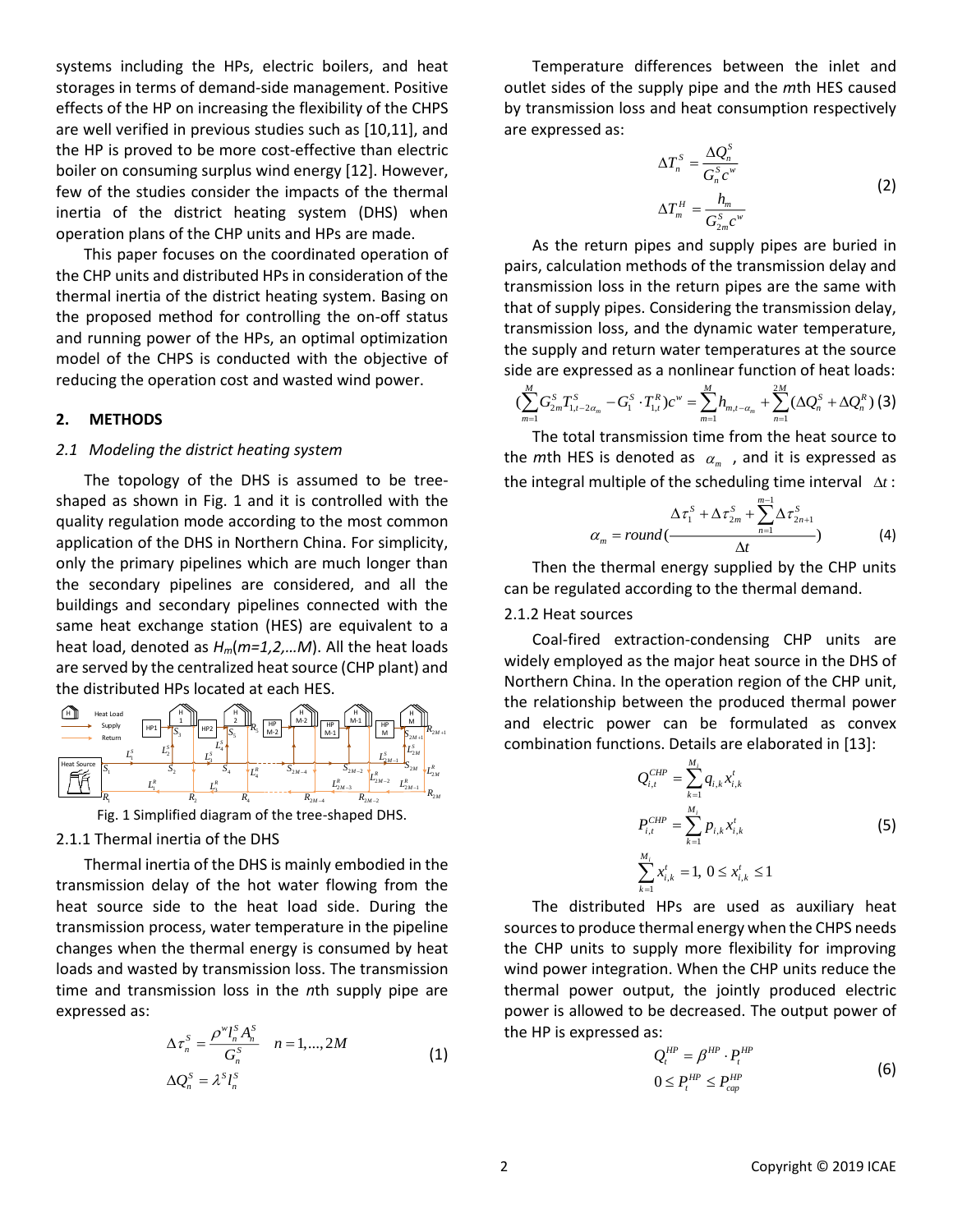systems including the HPs, electric boilers, and heat storages in terms of demand-side management. Positive effects of the HP on increasing the flexibility of the CHPS are well verified in previous studies such as [10,11], and the HP is proved to be more cost-effective than electric boiler on consuming surplus wind energy [12]. However, few of the studies consider the impacts of the thermal inertia of the district heating system (DHS) when operation plans of the CHP units and HPs are made.

This paper focuses on the coordinated operation of the CHP units and distributed HPs in consideration of the thermal inertia of the district heating system. Basing on the proposed method for controlling the on-off status and running power of the HPs, an optimal optimization model of the CHPS is conducted with the objective of reducing the operation cost and wasted wind power.

## 2. METHODS

### *2.1 Modeling the district heating system*

The topology of the DHS is assumed to be tree-shaped as shown in Fig. 1 and it is controlled with the quality regulation mode according to the most common application of the DHS in Northern China. For simplicity, only the primary pipelines which are much longer than the secondary pipelines are considered, and all the buildings and secondary pipelines connected with the same heat exchange station (HES) are equivalent to a heat load, denoted as $H_m$(*m=1,2,…M*). All the heat loads are served by the centralized heat source (CHP plant) and the distributed HPs located at each HES.

Fig. 1 Simplified diagram of the tree-shaped DHS.

#### 2.1.1 Thermal inertia of the DHS

Thermal inertia of the DHS is mainly embodied in the transmission delay of the hot water flowing from the heat source side to the heat load side. During the transmission process, water temperature in the pipeline changes when the thermal energy is consumed by heat loads and wasted by transmission loss. The transmission time and transmission loss in the *n*th supply pipe are expressed as:

$$\Delta\tau_n^S = \frac{\rho^w l_n^S A_n^S}{G_n^S} \quad n = 1,...,2M \qquad \Delta Q_n^S = \lambda^S l_n^S \tag{1}$$

Temperature differences between the inlet and outlet sides of the supply pipe and the *m*th HES caused by transmission loss and heat consumption respectively are expressed as:

$$\Delta T_n^S = \frac{\Delta Q_n^S}{G_n^S c^w} \qquad \Delta T_m^H = \frac{h_m}{G_{2m}^S c^w} \tag{2}$$

As the return pipes and supply pipes are buried in pairs, calculation methods of the transmission delay and transmission loss in the return pipes are the same with that of supply pipes. Considering the transmission delay, transmission loss, and the dynamic water temperature, the supply and return water temperatures at the source side are expressed as a nonlinear function of heat loads:

$$\left(\sum_{m=1}^{M} G_{2m}^S T_{1,t-2\alpha_m}^S - G_1^S \cdot T_{1,t}^R\right)c^w = \sum_{m=1}^{M} h_{m,t-\alpha_m} + \sum_{n=1}^{2M}(\Delta Q_n^S + \Delta Q_n^R) \tag{3}$$

The total transmission time from the heat source to the *m*th HES is denoted as $\alpha_m$ , and it is expressed as the integral multiple of the scheduling time interval $\Delta t$ :

$$\alpha_m = round\left(\frac{\Delta\tau_1^S + \Delta\tau_{2m}^S + \sum_{n=1}^{m-1}\Delta\tau_{2n+1}^S}{\Delta t}\right) \tag{4}$$

Then the thermal energy supplied by the CHP units can be regulated according to the thermal demand.

#### 2.1.2 Heat sources

Coal-fired extraction-condensing CHP units are widely employed as the major heat source in the DHS of Northern China. In the operation region of the CHP unit, the relationship between the produced thermal power and electric power can be formulated as convex combination functions. Details are elaborated in [13]:

$$Q_{i,t}^{CHP} = \sum_{k=1}^{M_i} q_{i,k} x_{i,k}^t \qquad P_{i,t}^{CHP} = \sum_{k=1}^{M_i} p_{i,k} x_{i,k}^t \qquad \sum_{k=1}^{M_i} x_{i,k}^t = 1,\ 0 \le x_{i,k}^t \le 1 \tag{5}$$

The distributed HPs are used as auxiliary heat sources to produce thermal energy when the CHPS needs the CHP units to supply more flexibility for improving wind power integration. When the CHP units reduce the thermal power output, the jointly produced electric power is allowed to be decreased. The output power of the HP is expressed as:

$$Q_t^{HP} = \beta^{HP} \cdot P_t^{HP} \qquad 0 \le P_t^{HP} \le P_{cap}^{HP} \tag{6}$$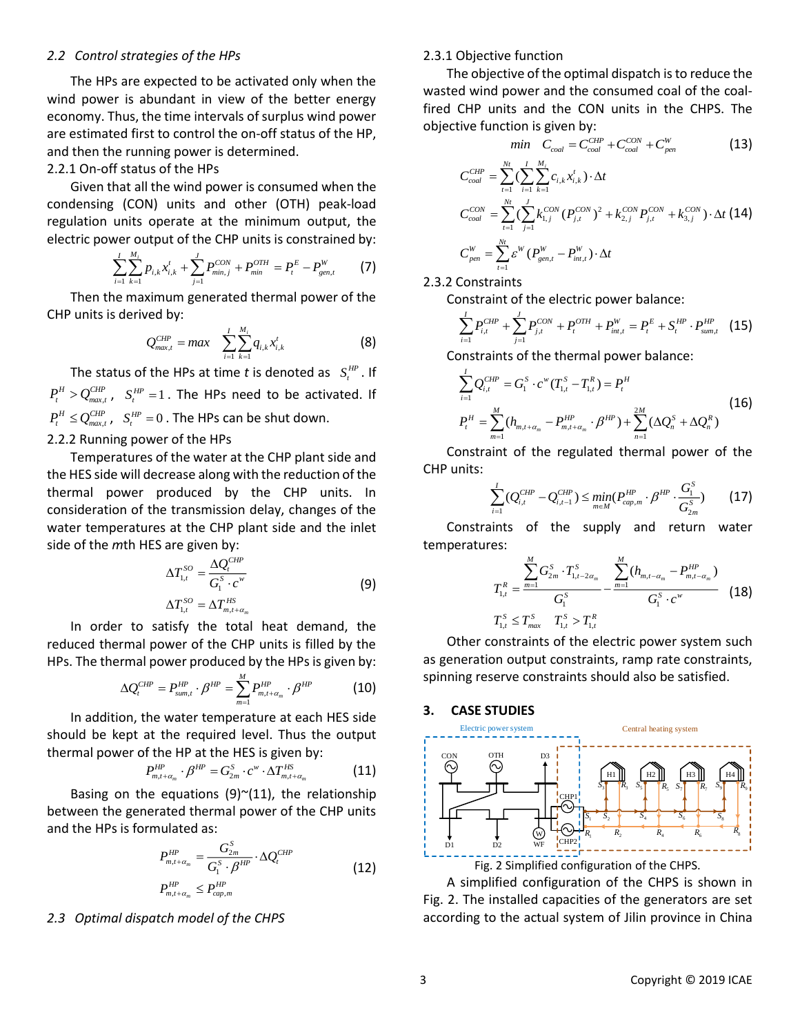*2.2 Control strategies of the HPs*

The HPs are expected to be activated only when the wind power is abundant in view of the better energy economy. Thus, the time intervals of surplus wind power are estimated first to control the on-off status of the HP, and then the running power is determined.

2.2.1 On-off status of the HPs

Given that all the wind power is consumed when the condensing (CON) units and other (OTH) peak-load regulation units operate at the minimum output, the electric power output of the CHP units is constrained by:

$$\sum_{i=1}^{I}\sum_{k=1}^{M_i} p_{i,k} x_{i,k}^t + \sum_{j=1}^{J} P_{min,j}^{CON} + P_{min}^{OTH} = P_t^E - P_{gen,t}^W \tag{7}$$

Then the maximum generated thermal power of the CHP units is derived by:

$$Q_{max,t}^{CHP} = max \sum_{i=1}^{I}\sum_{k=1}^{M_i} q_{i,k} x_{i,k}^t \tag{8}$$

The status of the HPs at time *t* is denoted as $S_t^{HP}$. If $P_t^H > Q_{max,t}^{CHP}$, $S_t^{HP}=1$. The HPs need to be activated. If $P_t^H \le Q_{max,t}^{CHP}$, $S_t^{HP}=0$. The HPs can be shut down.

2.2.2 Running power of the HPs

Temperatures of the water at the CHP plant side and the HES side will decrease along with the reduction of the thermal power produced by the CHP units. In consideration of the transmission delay, changes of the water temperatures at the CHP plant side and the inlet side of the *m*th HES are given by:

$$\begin{aligned}
\Delta T_{1,t}^{SO} &= \frac{\Delta Q_t^{CHP}}{G_1^S \cdot c^w} \\
\Delta T_{1,t}^{SO} &= \Delta T_{m,t+\alpha_m}^{HS}
\end{aligned} \tag{9}$$

In order to satisfy the total heat demand, the reduced thermal power of the CHP units is filled by the HPs. The thermal power produced by the HPs is given by:

$$\Delta Q_t^{CHP} = P_{sum,t}^{HP} \cdot \beta^{HP} = \sum_{m=1}^{M} P_{m,t+\alpha_m}^{HP} \cdot \beta^{HP} \tag{10}$$

In addition, the water temperature at each HES side should be kept at the required level. Thus the output thermal power of the HP at the HES is given by:

$$P_{m,t+\alpha_m}^{HP} \cdot \beta^{HP} = G_{2m}^S \cdot c^w \cdot \Delta T_{m,t+\alpha_m}^{HS} \tag{11}$$

Basing on the equations (9)~(11), the relationship between the generated thermal power of the CHP units and the HPs is formulated as:

$$\begin{aligned}
P_{m,t+\alpha_m}^{HP} &= \frac{G_{2m}^S}{G_1^S \cdot \beta^{HP}} \cdot \Delta Q_t^{CHP} \\
P_{m,t+\alpha_m}^{HP} &\le P_{cap,m}^{HP}
\end{aligned} \tag{12}$$

*2.3 Optimal dispatch model of the CHPS*

2.3.1 Objective function

The objective of the optimal dispatch is to reduce the wasted wind power and the consumed coal of the coal-fired CHP units and the CON units in the CHPS. The objective function is given by:

$$min \quad C_{coal} = C_{coal}^{CHP} + C_{coal}^{CON} + C_{pen}^{W} \tag{13}$$

$$\begin{aligned}
C_{coal}^{CHP} &= \sum_{t=1}^{Nt}\left(\sum_{i=1}^{I}\sum_{k=1}^{M_i} c_{i,k} x_{i,k}^t\right)\cdot \Delta t \\
C_{coal}^{CON} &= \sum_{t=1}^{Nt}\left(\sum_{j=1}^{J} k_{1,j}^{CON}(P_{j,t}^{CON})^2 + k_{2,j}^{CON} P_{j,t}^{CON} + k_{3,j}^{CON}\right)\cdot \Delta t \\
C_{pen}^{W} &= \sum_{t=1}^{Nt} \varepsilon^W (P_{gen,t}^W - P_{int,t}^W)\cdot \Delta t
\end{aligned} \tag{14}$$

2.3.2 Constraints

Constraint of the electric power balance:

$$\sum_{i=1}^{I} P_{i,t}^{CHP} + \sum_{j=1}^{J} P_{j,t}^{CON} + P_t^{OTH} + P_{int,t}^W = P_t^E + S_t^{HP} \cdot P_{sum,t}^{HP} \tag{15}$$

Constraints of the thermal power balance:

$$\begin{aligned}
\sum_{i=1}^{I} Q_{i,t}^{CHP} &= G_1^S \cdot c^w (T_{1,t}^S - T_{1,t}^R) = P_t^H \\
P_t^H &= \sum_{m=1}^{M} (h_{m,t+\alpha_m} - P_{m,t+\alpha_m}^{HP} \cdot \beta^{HP}) + \sum_{n=1}^{2M} (\Delta Q_n^S + \Delta Q_n^R)
\end{aligned} \tag{16}$$

Constraint of the regulated thermal power of the CHP units:

$$\sum_{i=1}^{I} (Q_{i,t}^{CHP} - Q_{i,t-1}^{CHP}) \le \min_{m \in M}\left(P_{cap,m}^{HP} \cdot \beta^{HP} \cdot \frac{G_1^S}{G_{2m}^S}\right) \tag{17}$$

Constraints of the supply and return water temperatures:

$$\begin{aligned}
T_{1,t}^R &= \frac{\sum_{m=1}^{M} G_{2m}^S \cdot T_{1,t-2\alpha_m}^S}{G_1^S} - \frac{\sum_{m=1}^{M} (h_{m,t-\alpha_m} - P_{m,t-\alpha_m}^{HP})}{G_1^S \cdot c^w} \\
T_{1,t}^S &\le T_{max}^S \quad T_{1,t}^S > T_{1,t}^R
\end{aligned} \tag{18}$$

Other constraints of the electric power system such as generation output constraints, ramp rate constraints, spinning reserve constraints should also be satisfied.

## 3. CASE STUDIES

Fig. 2 Simplified configuration of the CHPS.

A simplified configuration of the CHPS is shown in Fig. 2. The installed capacities of the generators are set according to the actual system of Jilin province in China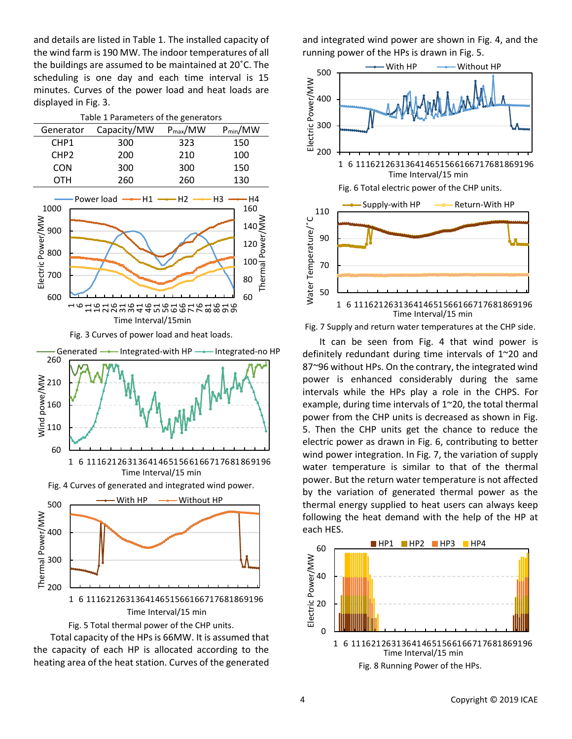and details are listed in Table 1. The installed capacity of the wind farm is 190 MW. The indoor temperatures of all the buildings are assumed to be maintained at 20˚C. The scheduling is one day and each time interval is 15 minutes. Curves of the power load and heat loads are displayed in Fig. 3.

Table 1 Parameters of the generators

| Generator | Capacity/MW | $P_{max}$/MW | $P_{min}$/MW |
|---|---|---|---|
| CHP1 | 300 | 323 | 150 |
| CHP2 | 200 | 210 | 100 |
| CON | 300 | 300 | 150 |
| OTH | 260 | 260 | 130 |

Fig. 3 Curves of power load and heat loads.

Fig. 4 Curves of generated and integrated wind power.

Fig. 5 Total thermal power of the CHP units.

Total capacity of the HPs is 66MW. It is assumed that the capacity of each HP is allocated according to the heating area of the heat station. Curves of the generated and integrated wind power are shown in Fig. 4, and the running power of the HPs is drawn in Fig. 5.

Fig. 6 Total electric power of the CHP units.

Fig. 7 Supply and return water temperatures at the CHP side.

It can be seen from Fig. 4 that wind power is definitely redundant during time intervals of 1~20 and 87~96 without HPs. On the contrary, the integrated wind power is enhanced considerably during the same intervals while the HPs play a role in the CHPS. For example, during time intervals of 1~20, the total thermal power from the CHP units is decreased as shown in Fig. 5. Then the CHP units get the chance to reduce the electric power as drawn in Fig. 6, contributing to better wind power integration. In Fig. 7, the variation of supply water temperature is similar to that of the thermal power. But the return water temperature is not affected by the variation of generated thermal power as the thermal energy supplied to heat users can always keep following the heat demand with the help of the HP at each HES.

Fig. 8 Running Power of the HPs.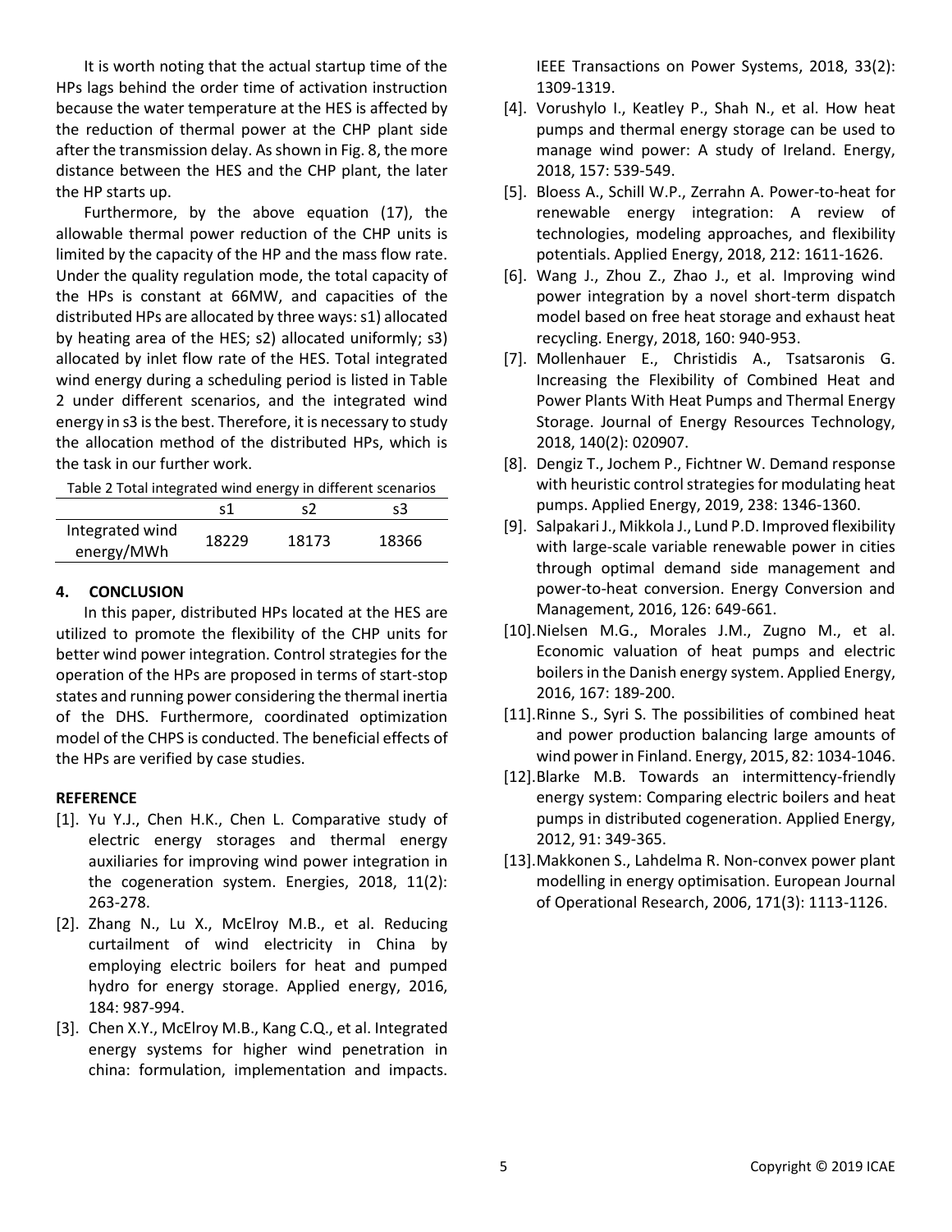It is worth noting that the actual startup time of the HPs lags behind the order time of activation instruction because the water temperature at the HES is affected by the reduction of thermal power at the CHP plant side after the transmission delay. As shown in Fig. 8, the more distance between the HES and the CHP plant, the later the HP starts up.

Furthermore, by the above equation (17), the allowable thermal power reduction of the CHP units is limited by the capacity of the HP and the mass flow rate. Under the quality regulation mode, the total capacity of the HPs is constant at 66MW, and capacities of the distributed HPs are allocated by three ways: s1) allocated by heating area of the HES; s2) allocated uniformly; s3) allocated by inlet flow rate of the HES. Total integrated wind energy during a scheduling period is listed in Table 2 under different scenarios, and the integrated wind energy in s3 is the best. Therefore, it is necessary to study the allocation method of the distributed HPs, which is the task in our further work.

Table 2 Total integrated wind energy in different scenarios

| | s1 | s2 | s3 |
|---|---|---|---|
| Integrated wind energy/MWh | 18229 | 18173 | 18366 |

## 4. CONCLUSION

In this paper, distributed HPs located at the HES are utilized to promote the flexibility of the CHP units for better wind power integration. Control strategies for the operation of the HPs are proposed in terms of start-stop states and running power considering the thermal inertia of the DHS. Furthermore, coordinated optimization model of the CHPS is conducted. The beneficial effects of the HPs are verified by case studies.

## REFERENCE

[1]. Yu Y.J., Chen H.K., Chen L. Comparative study of electric energy storages and thermal energy auxiliaries for improving wind power integration in the cogeneration system. Energies, 2018, 11(2): 263-278.

[2]. Zhang N., Lu X., McElroy M.B., et al. Reducing curtailment of wind electricity in China by employing electric boilers for heat and pumped hydro for energy storage. Applied energy, 2016, 184: 987-994.

[3]. Chen X.Y., McElroy M.B., Kang C.Q., et al. Integrated energy systems for higher wind penetration in china: formulation, implementation and impacts. IEEE Transactions on Power Systems, 2018, 33(2): 1309-1319.

[4]. Vorushylo I., Keatley P., Shah N., et al. How heat pumps and thermal energy storage can be used to manage wind power: A study of Ireland. Energy, 2018, 157: 539-549.

[5]. Bloess A., Schill W.P., Zerrahn A. Power-to-heat for renewable energy integration: A review of technologies, modeling approaches, and flexibility potentials. Applied Energy, 2018, 212: 1611-1626.

[6]. Wang J., Zhou Z., Zhao J., et al. Improving wind power integration by a novel short-term dispatch model based on free heat storage and exhaust heat recycling. Energy, 2018, 160: 940-953.

[7]. Mollenhauer E., Christidis A., Tsatsaronis G. Increasing the Flexibility of Combined Heat and Power Plants With Heat Pumps and Thermal Energy Storage. Journal of Energy Resources Technology, 2018, 140(2): 020907.

[8]. Dengiz T., Jochem P., Fichtner W. Demand response with heuristic control strategies for modulating heat pumps. Applied Energy, 2019, 238: 1346-1360.

[9]. Salpakari J., Mikkola J., Lund P.D. Improved flexibility with large-scale variable renewable power in cities through optimal demand side management and power-to-heat conversion. Energy Conversion and Management, 2016, 126: 649-661.

[10]. Nielsen M.G., Morales J.M., Zugno M., et al. Economic valuation of heat pumps and electric boilers in the Danish energy system. Applied Energy, 2016, 167: 189-200.

[11]. Rinne S., Syri S. The possibilities of combined heat and power production balancing large amounts of wind power in Finland. Energy, 2015, 82: 1034-1046.

[12]. Blarke M.B. Towards an intermittency-friendly energy system: Comparing electric boilers and heat pumps in distributed cogeneration. Applied Energy, 2012, 91: 349-365.

[13]. Makkonen S., Lahdelma R. Non-convex power plant modelling in energy optimisation. European Journal of Operational Research, 2006, 171(3): 1113-1126.